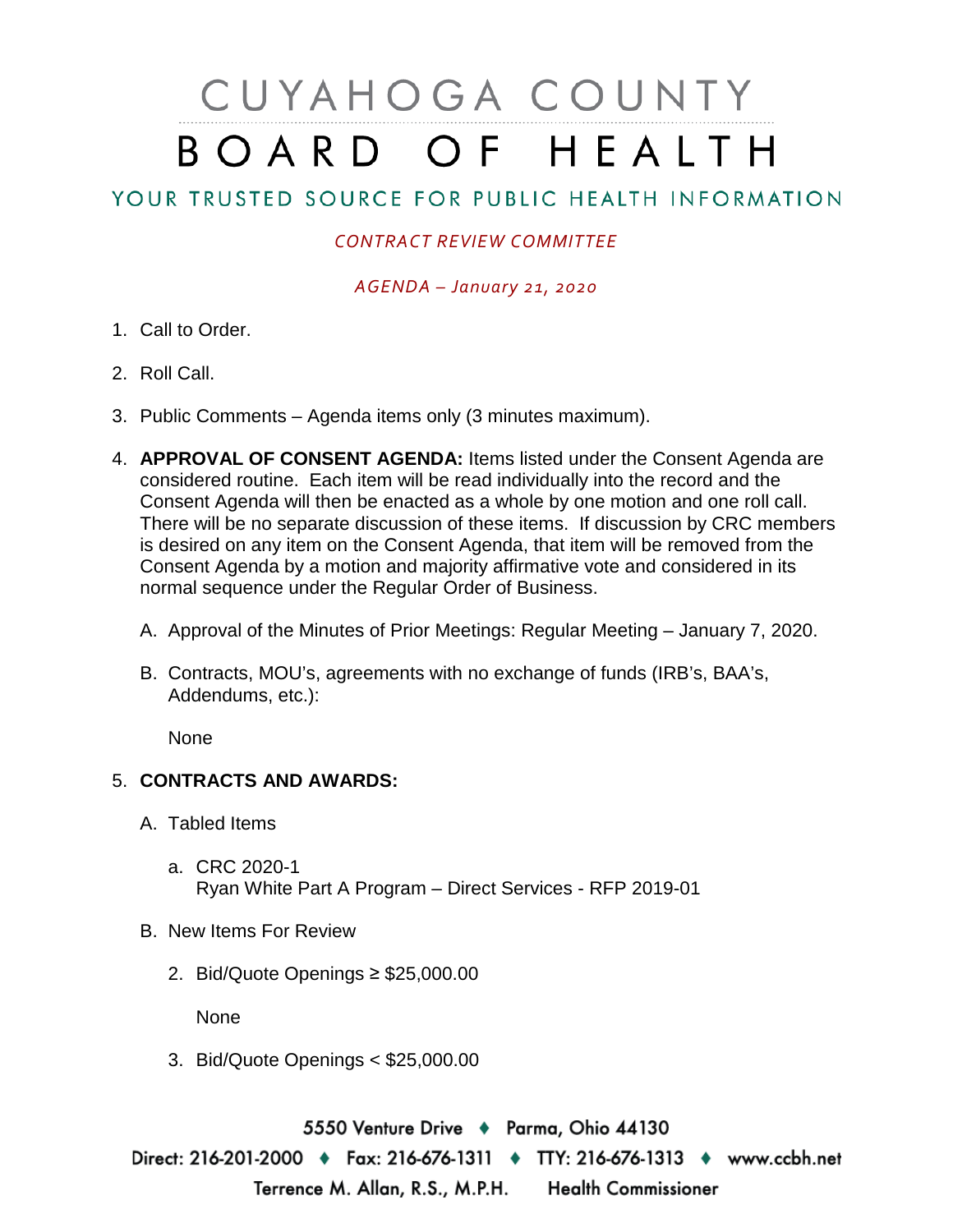# CUYAHOGA COUNTY BOARD OF HEALTH

## YOUR TRUSTED SOURCE FOR PUBLIC HEALTH INFORMATION

*CONTRACT REVIEW COMMITTEE*

*AGENDA – January 21, 2020*

1. Call to Order.

2. Roll Call.

3. Public Comments – Agenda items only (3 minutes maximum).

4. **APPROVAL OF CONSENT AGENDA:** Items listed under the Consent Agenda are considered routine. Each item will be read individually into the record and the Consent Agenda will then be enacted as a whole by one motion and one roll call. There will be no separate discussion of these items. If discussion by CRC members is desired on any item on the Consent Agenda, that item will be removed from the Consent Agenda by a motion and majority affirmative vote and considered in its normal sequence under the Regular Order of Business.

   A. Approval of the Minutes of Prior Meetings: Regular Meeting – January 7, 2020.

   B. Contracts, MOU's, agreements with no exchange of funds (IRB's, BAA's, Addendums, etc.):

      None

5. **CONTRACTS AND AWARDS:**

   A. Tabled Items

      a. CRC 2020-1
         Ryan White Part A Program – Direct Services - RFP 2019-01

   B. New Items For Review

      2. Bid/Quote Openings ≥ $25,000.00

         None

      3. Bid/Quote Openings < $25,000.00

5550 Venture Drive ♦ Parma, Ohio 44130
Direct: 216-201-2000 ♦ Fax: 216-676-1311 ♦ TTY: 216-676-1313 ♦ www.ccbh.net
Terrence M. Allan, R.S., M.P.H. Health Commissioner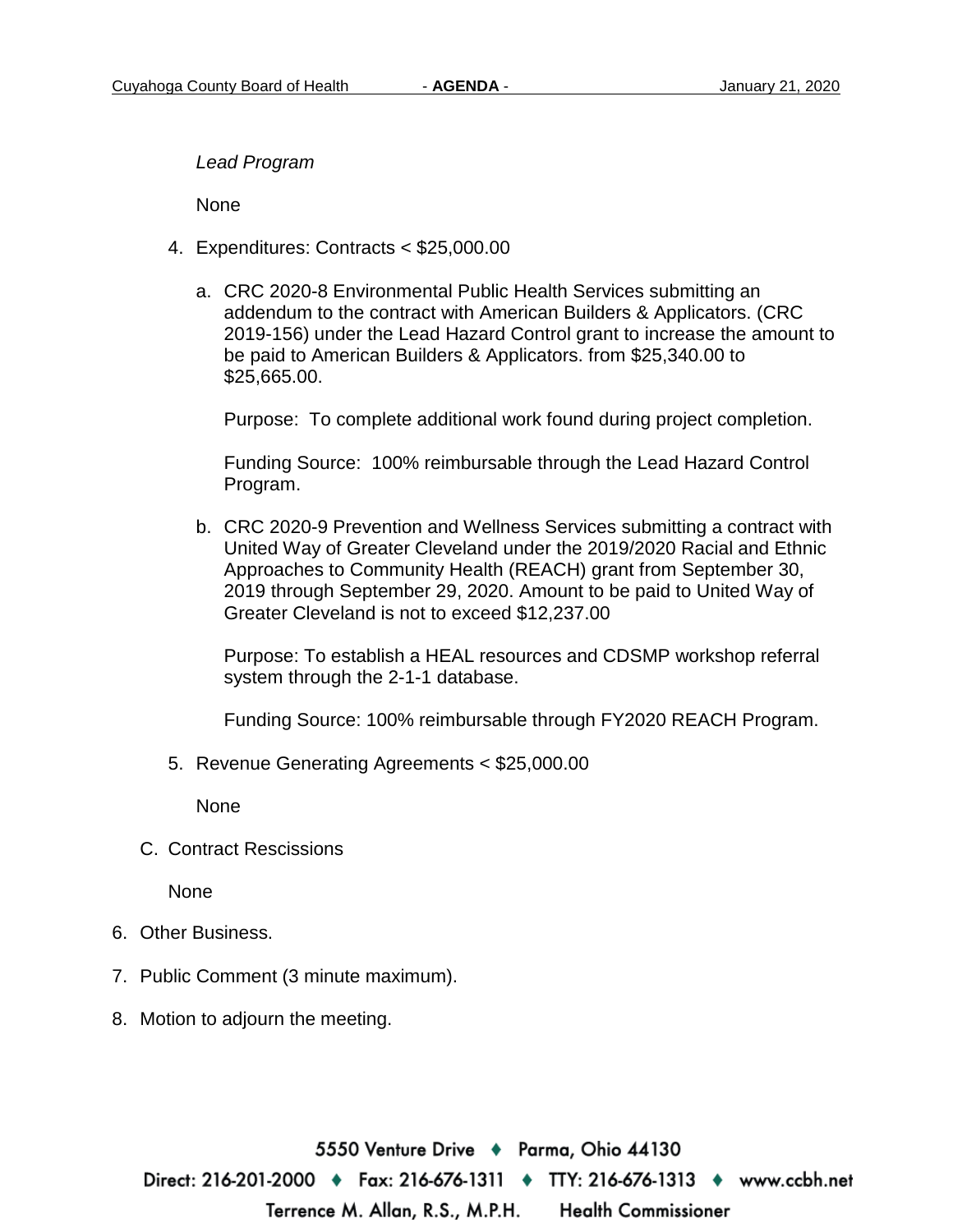*Lead Program*

None

4. Expenditures: Contracts < $25,000.00

   a. CRC 2020-8 Environmental Public Health Services submitting an addendum to the contract with American Builders & Applicators. (CRC 2019-156) under the Lead Hazard Control grant to increase the amount to be paid to American Builders & Applicators. from $25,340.00 to $25,665.00.

      Purpose: To complete additional work found during project completion.

      Funding Source: 100% reimbursable through the Lead Hazard Control Program.

   b. CRC 2020-9 Prevention and Wellness Services submitting a contract with United Way of Greater Cleveland under the 2019/2020 Racial and Ethnic Approaches to Community Health (REACH) grant from September 30, 2019 through September 29, 2020. Amount to be paid to United Way of Greater Cleveland is not to exceed $12,237.00

      Purpose: To establish a HEAL resources and CDSMP workshop referral system through the 2-1-1 database.

      Funding Source: 100% reimbursable through FY2020 REACH Program.

5. Revenue Generating Agreements < $25,000.00

   None

C. Contract Rescissions

   None

6. Other Business.

7. Public Comment (3 minute maximum).

8. Motion to adjourn the meeting.